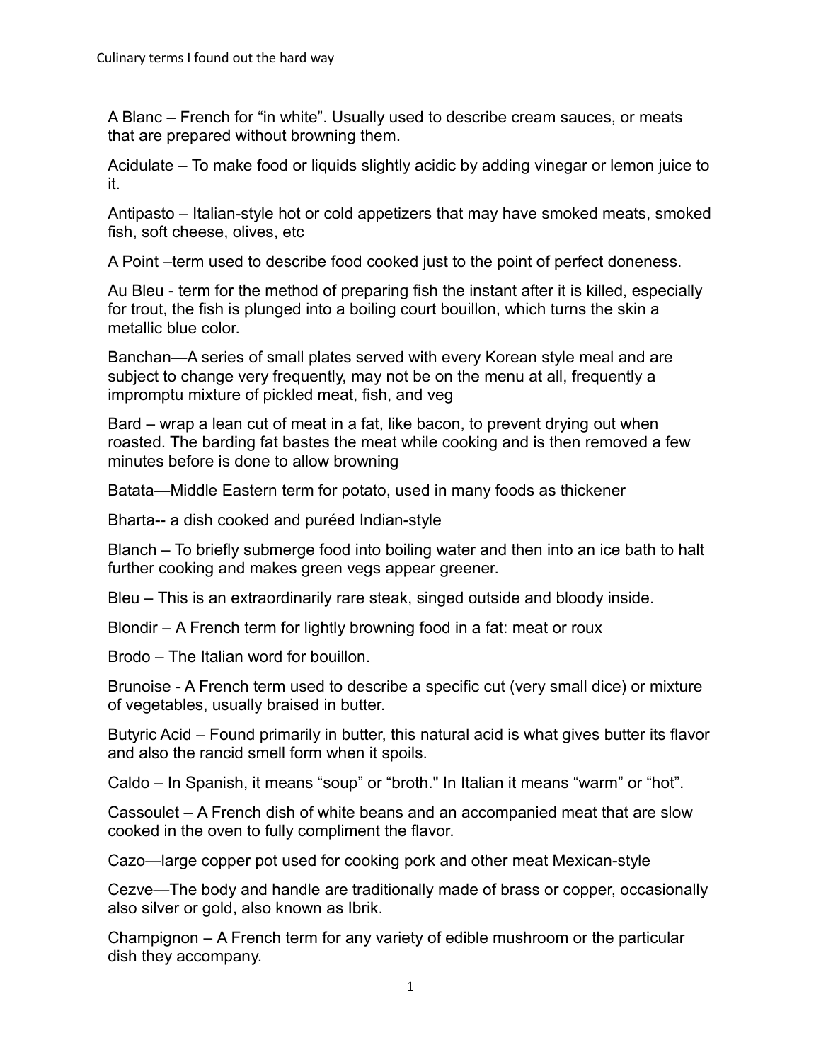A Blanc – French for “in white”. Usually used to describe cream sauces, or meats that are prepared without browning them.

Acidulate – To make food or liquids slightly acidic by adding vinegar or lemon juice to it.

Antipasto – Italian-style hot or cold appetizers that may have smoked meats, smoked fish, soft cheese, olives, etc

A Point –term used to describe food cooked just to the point of perfect doneness.

Au Bleu - term for the method of preparing fish the instant after it is killed, especially for trout, the fish is plunged into a boiling court bouillon, which turns the skin a metallic blue color.

Banchan—A series of small plates served with every Korean style meal and are subject to change very frequently, may not be on the menu at all, frequently a impromptu mixture of pickled meat, fish, and veg

Bard – wrap a lean cut of meat in a fat, like bacon, to prevent drying out when roasted. The barding fat bastes the meat while cooking and is then removed a few minutes before is done to allow browning

Batata—Middle Eastern term for potato, used in many foods as thickener

Bharta-- a dish cooked and puréed Indian-style

Blanch – To briefly submerge food into boiling water and then into an ice bath to halt further cooking and makes green vegs appear greener.

Bleu – This is an extraordinarily rare steak, singed outside and bloody inside.

Blondir – A French term for lightly browning food in a fat: meat or roux

Brodo – The Italian word for bouillon.

Brunoise - A French term used to describe a specific cut (very small dice) or mixture of vegetables, usually braised in butter.

Butyric Acid – Found primarily in butter, this natural acid is what gives butter its flavor and also the rancid smell form when it spoils.

Caldo – In Spanish, it means “soup” or “broth." In Italian it means “warm” or “hot”.

Cassoulet – A French dish of white beans and an accompanied meat that are slow cooked in the oven to fully compliment the flavor.

Cazo—large copper pot used for cooking pork and other meat Mexican-style

Cezve—The body and handle are traditionally made of brass or copper, occasionally also silver or gold, also known as Ibrik.

Champignon – A French term for any variety of edible mushroom or the particular dish they accompany.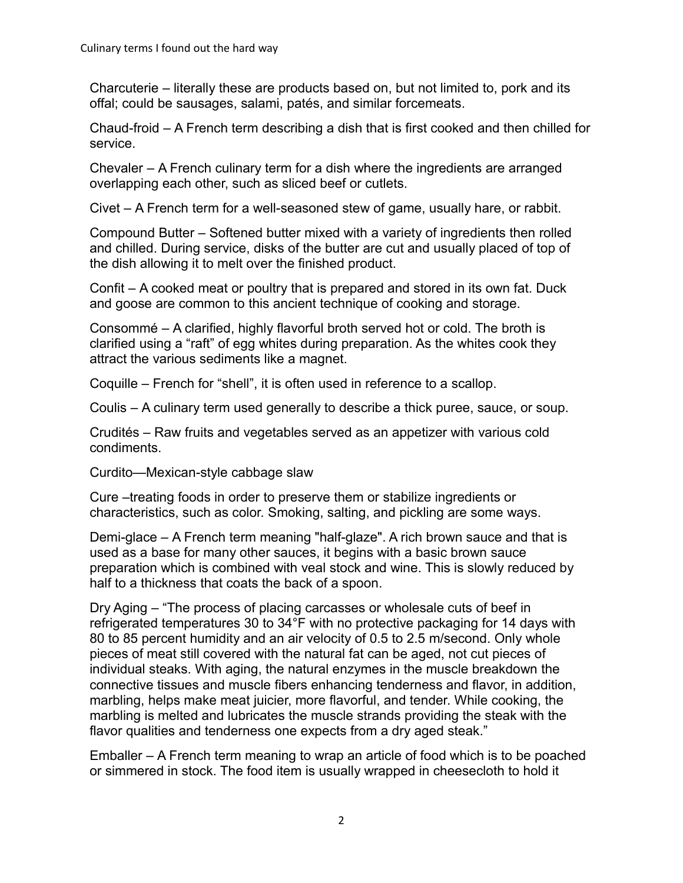Charcuterie – literally these are products based on, but not limited to, pork and its offal; could be sausages, salami, patés, and similar forcemeats.

Chaud-froid – A French term describing a dish that is first cooked and then chilled for service.

Chevaler – A French culinary term for a dish where the ingredients are arranged overlapping each other, such as sliced beef or cutlets.

Civet – A French term for a well-seasoned stew of game, usually hare, or rabbit.

Compound Butter – Softened butter mixed with a variety of ingredients then rolled and chilled. During service, disks of the butter are cut and usually placed of top of the dish allowing it to melt over the finished product.

Confit – A cooked meat or poultry that is prepared and stored in its own fat. Duck and goose are common to this ancient technique of cooking and storage.

Consommé – A clarified, highly flavorful broth served hot or cold. The broth is clarified using a "raft" of egg whites during preparation. As the whites cook they attract the various sediments like a magnet.

Coquille – French for "shell", it is often used in reference to a scallop.

Coulis – A culinary term used generally to describe a thick puree, sauce, or soup.

Crudités – Raw fruits and vegetables served as an appetizer with various cold condiments.

Curdito—Mexican-style cabbage slaw

Cure –treating foods in order to preserve them or stabilize ingredients or characteristics, such as color. Smoking, salting, and pickling are some ways.

Demi-glace – A French term meaning "half-glaze". A rich brown sauce and that is used as a base for many other sauces, it begins with a basic brown sauce preparation which is combined with veal stock and wine. This is slowly reduced by half to a thickness that coats the back of a spoon.

Dry Aging – "The process of placing carcasses or wholesale cuts of beef in refrigerated temperatures 30 to 34°F with no protective packaging for 14 days with 80 to 85 percent humidity and an air velocity of 0.5 to 2.5 m/second. Only whole pieces of meat still covered with the natural fat can be aged, not cut pieces of individual steaks. With aging, the natural enzymes in the muscle breakdown the connective tissues and muscle fibers enhancing tenderness and flavor, in addition, marbling, helps make meat juicier, more flavorful, and tender. While cooking, the marbling is melted and lubricates the muscle strands providing the steak with the flavor qualities and tenderness one expects from a dry aged steak."

Emballer – A French term meaning to wrap an article of food which is to be poached or simmered in stock. The food item is usually wrapped in cheesecloth to hold it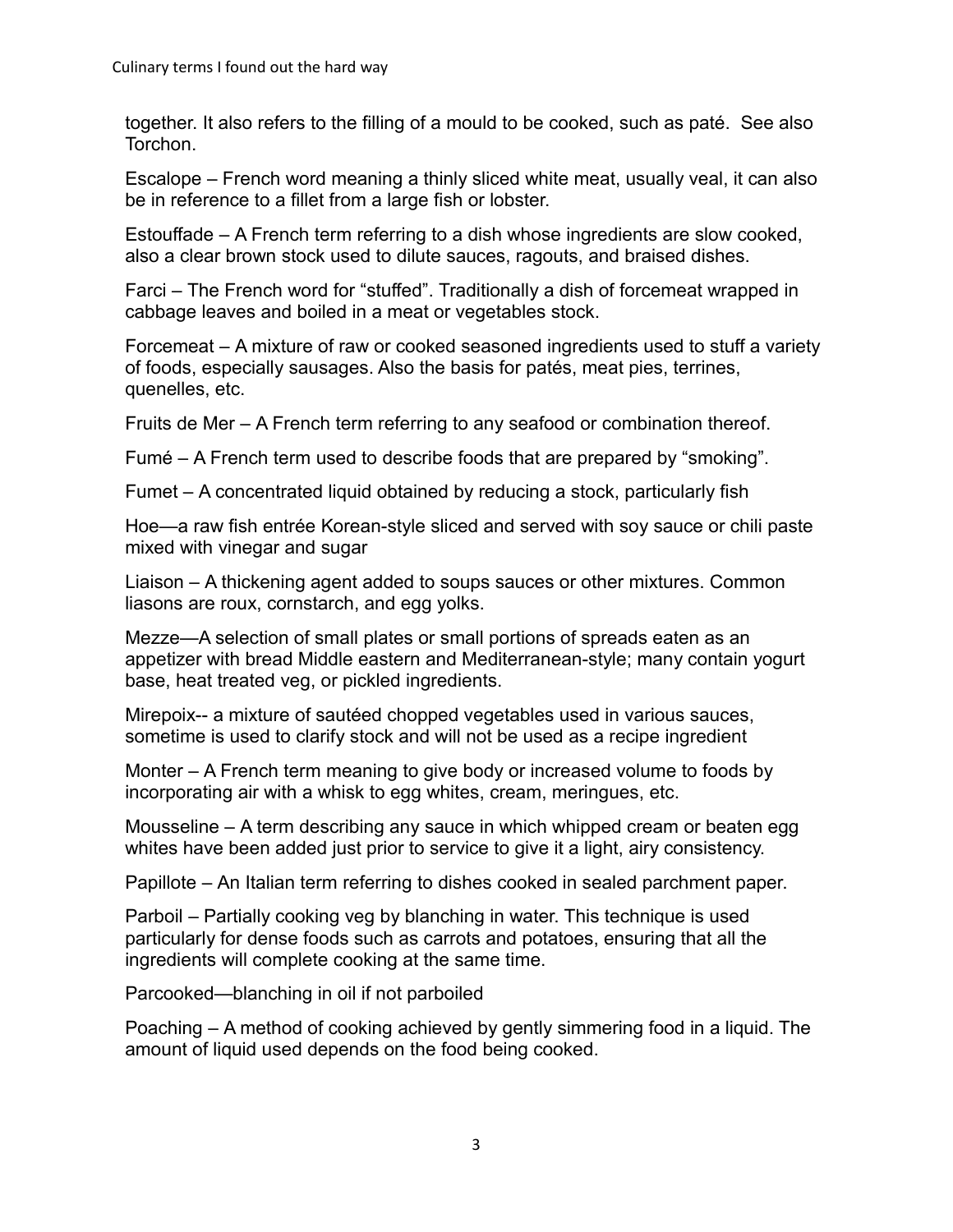together. It also refers to the filling of a mould to be cooked, such as paté. See also Torchon.

Escalope – French word meaning a thinly sliced white meat, usually veal, it can also be in reference to a fillet from a large fish or lobster.

Estouffade – A French term referring to a dish whose ingredients are slow cooked, also a clear brown stock used to dilute sauces, ragouts, and braised dishes.

Farci – The French word for “stuffed”. Traditionally a dish of forcemeat wrapped in cabbage leaves and boiled in a meat or vegetables stock.

Forcemeat – A mixture of raw or cooked seasoned ingredients used to stuff a variety of foods, especially sausages. Also the basis for patés, meat pies, terrines, quenelles, etc.

Fruits de Mer – A French term referring to any seafood or combination thereof.

Fumé – A French term used to describe foods that are prepared by “smoking”.

Fumet – A concentrated liquid obtained by reducing a stock, particularly fish

Hoe—a raw fish entrée Korean-style sliced and served with soy sauce or chili paste mixed with vinegar and sugar

Liaison – A thickening agent added to soups sauces or other mixtures. Common liasons are roux, cornstarch, and egg yolks.

Mezze—A selection of small plates or small portions of spreads eaten as an appetizer with bread Middle eastern and Mediterranean-style; many contain yogurt base, heat treated veg, or pickled ingredients.

Mirepoix-- a mixture of sautéed chopped vegetables used in various sauces, sometime is used to clarify stock and will not be used as a recipe ingredient

Monter – A French term meaning to give body or increased volume to foods by incorporating air with a whisk to egg whites, cream, meringues, etc.

Mousseline – A term describing any sauce in which whipped cream or beaten egg whites have been added just prior to service to give it a light, airy consistency.

Papillote – An Italian term referring to dishes cooked in sealed parchment paper.

Parboil – Partially cooking veg by blanching in water. This technique is used particularly for dense foods such as carrots and potatoes, ensuring that all the ingredients will complete cooking at the same time.

Parcooked—blanching in oil if not parboiled

Poaching – A method of cooking achieved by gently simmering food in a liquid. The amount of liquid used depends on the food being cooked.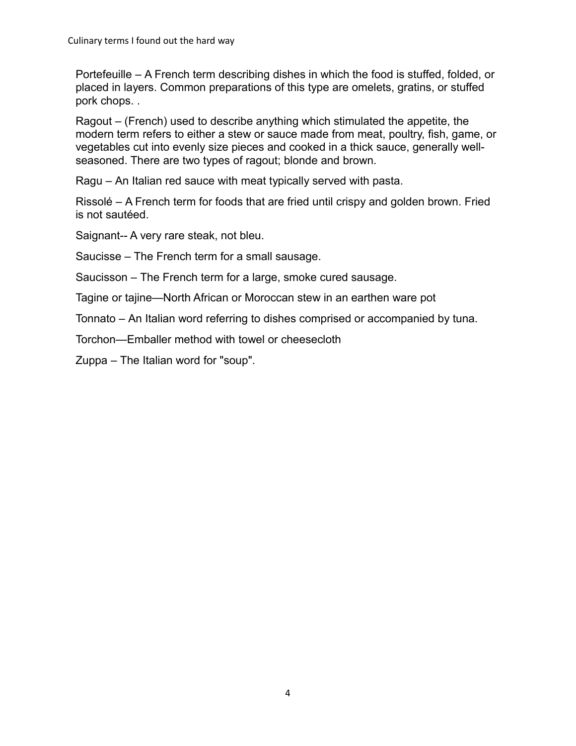Portefeuille – A French term describing dishes in which the food is stuffed, folded, or placed in layers. Common preparations of this type are omelets, gratins, or stuffed pork chops. .

Ragout – (French) used to describe anything which stimulated the appetite, the modern term refers to either a stew or sauce made from meat, poultry, fish, game, or vegetables cut into evenly size pieces and cooked in a thick sauce, generally well-seasoned. There are two types of ragout; blonde and brown.

Ragu – An Italian red sauce with meat typically served with pasta.

Rissolé – A French term for foods that are fried until crispy and golden brown. Fried is not sautéed.

Saignant-- A very rare steak, not bleu.

Saucisse – The French term for a small sausage.

Saucisson – The French term for a large, smoke cured sausage.

Tagine or tajine—North African or Moroccan stew in an earthen ware pot

Tonnato – An Italian word referring to dishes comprised or accompanied by tuna.

Torchon—Emballer method with towel or cheesecloth

Zuppa – The Italian word for "soup".